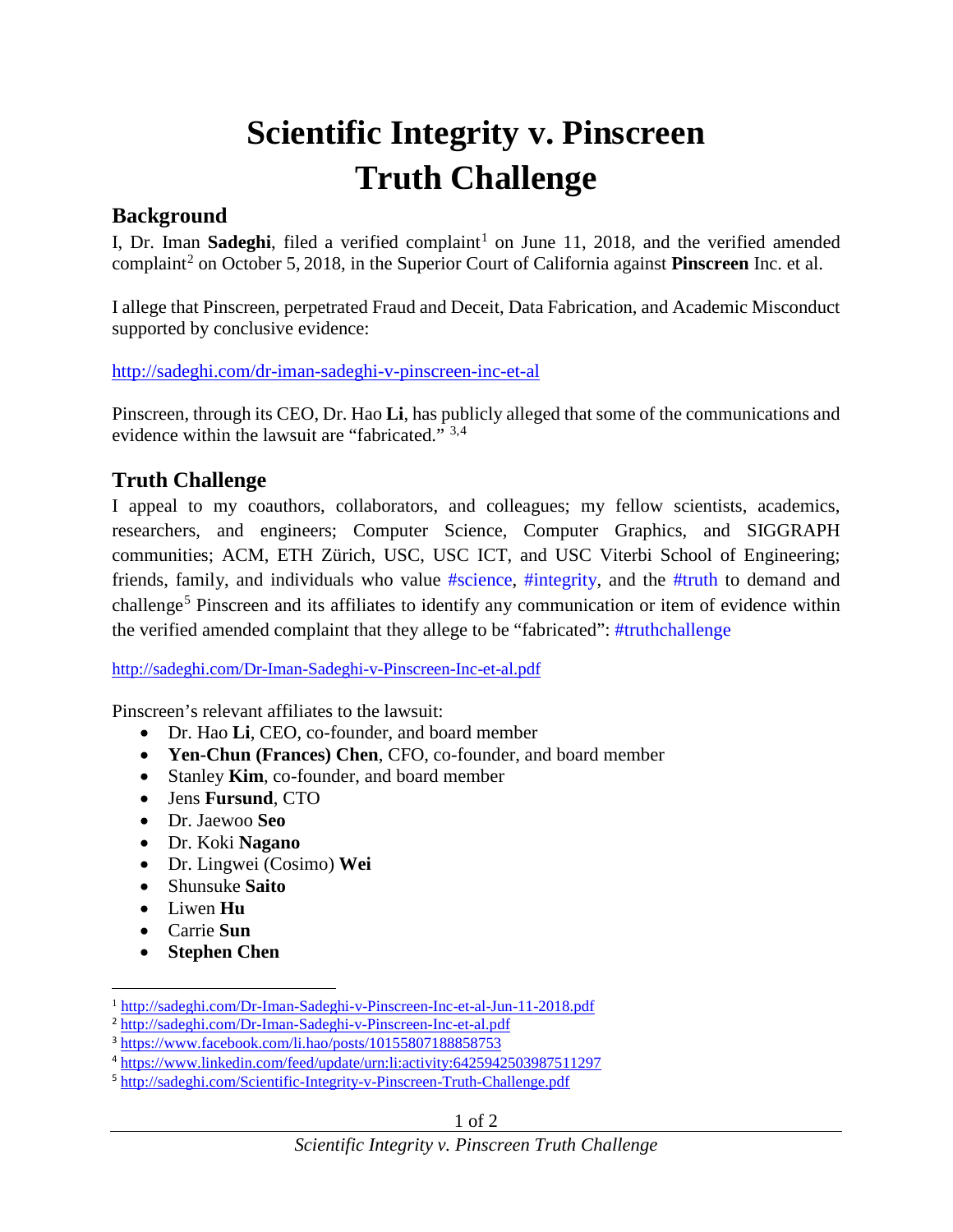# Scientific Integrity v. Pinscreen Truth Challenge

## Background

I, Dr. Iman **Sadeghi**, filed a verified complaint[1] on June 11, 2018, and the verified amended complaint[2] on October 5, 2018, in the Superior Court of California against **Pinscreen** Inc. et al.

I allege that Pinscreen, perpetrated Fraud and Deceit, Data Fabrication, and Academic Misconduct supported by conclusive evidence:

http://sadeghi.com/dr-iman-sadeghi-v-pinscreen-inc-et-al

Pinscreen, through its CEO, Dr. Hao **Li**, has publicly alleged that some of the communications and evidence within the lawsuit are "fabricated." [3,4]

## Truth Challenge

I appeal to my coauthors, collaborators, and colleagues; my fellow scientists, academics, researchers, and engineers; Computer Science, Computer Graphics, and SIGGRAPH communities; ACM, ETH Zürich, USC, USC ICT, and USC Viterbi School of Engineering; friends, family, and individuals who value #science, #integrity, and the #truth to demand and challenge[5] Pinscreen and its affiliates to identify any communication or item of evidence within the verified amended complaint that they allege to be "fabricated": #truthchallenge

http://sadeghi.com/Dr-Iman-Sadeghi-v-Pinscreen-Inc-et-al.pdf

Pinscreen's relevant affiliates to the lawsuit:

- Dr. Hao **Li**, CEO, co-founder, and board member
- **Yen-Chun (Frances) Chen**, CFO, co-founder, and board member
- Stanley **Kim**, co-founder, and board member
- Jens **Fursund**, CTO
- Dr. Jaewoo **Seo**
- Dr. Koki **Nagano**
- Dr. Lingwei (Cosimo) **Wei**
- Shunsuke **Saito**
- Liwen **Hu**
- Carrie **Sun**
- **Stephen Chen**

---

[1] http://sadeghi.com/Dr-Iman-Sadeghi-v-Pinscreen-Inc-et-al-Jun-11-2018.pdf
[2] http://sadeghi.com/Dr-Iman-Sadeghi-v-Pinscreen-Inc-et-al.pdf
[3] https://www.facebook.com/li.hao/posts/10155807188858753
[4] https://www.linkedin.com/feed/update/urn:li:activity:6425942503987511297
[5] http://sadeghi.com/Scientific-Integrity-v-Pinscreen-Truth-Challenge.pdf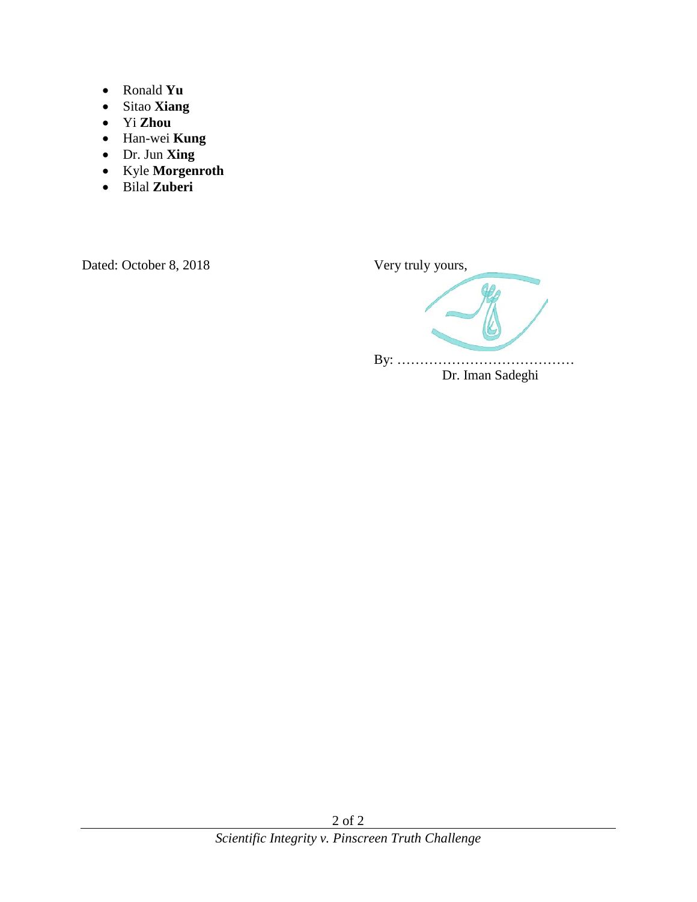- Ronald **Yu**
- Sitao **Xiang**
- Yi **Zhou**
- Han-wei **Kung**
- Dr. Jun **Xing**
- Kyle **Morgenroth**
- Bilal **Zuberi**

Dated: October 8, 2018

Very truly yours,

By: …………………………………

Dr. Iman Sadeghi